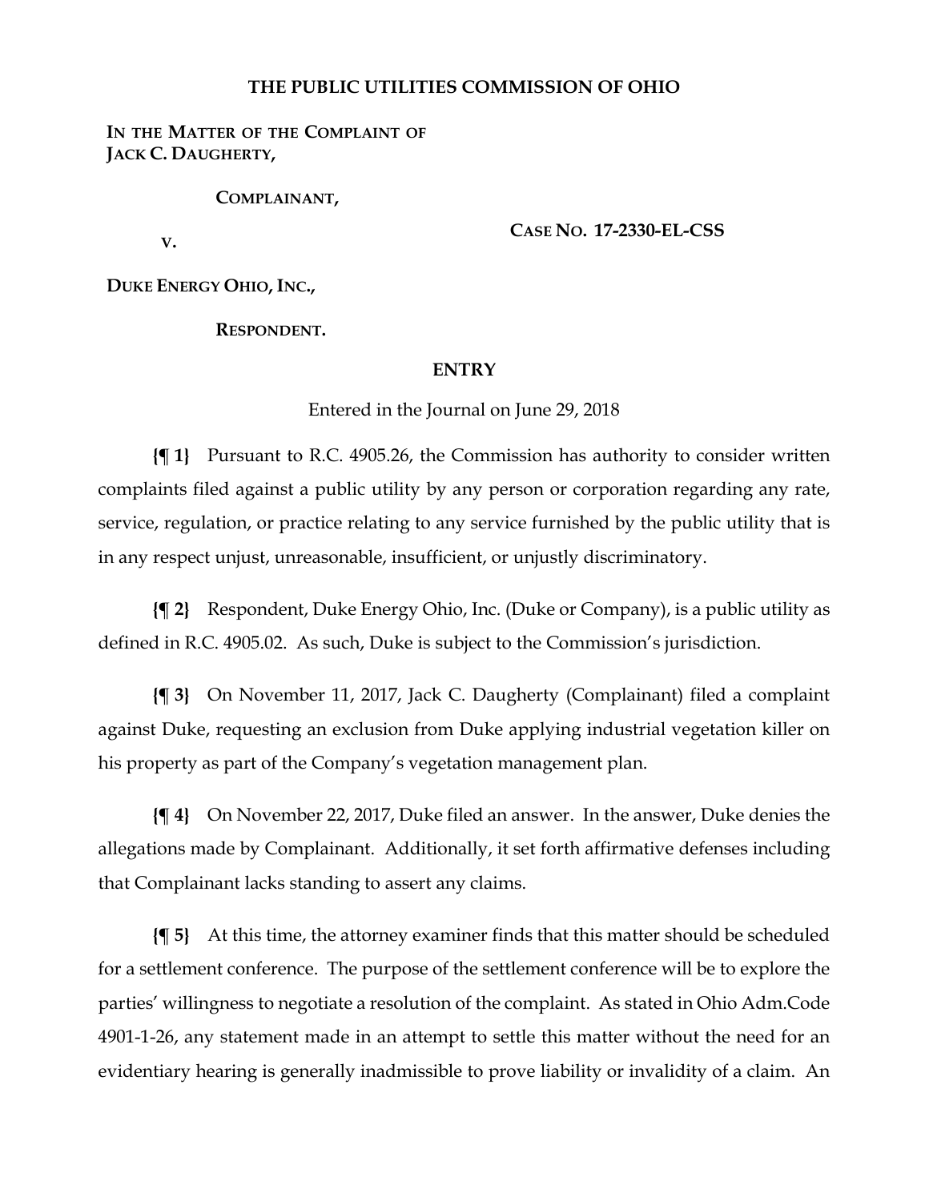# THE PUBLIC UTILITIES COMMISSION OF OHIO

**IN THE MATTER OF THE COMPLAINT OF JACK C. DAUGHERTY,**

**COMPLAINANT,**

**V.**

**CASE NO. 17-2330-EL-CSS**

**DUKE ENERGY OHIO, INC.,**

**RESPONDENT.**

## ENTRY

Entered in the Journal on June 29, 2018

**{¶ 1}** Pursuant to R.C. 4905.26, the Commission has authority to consider written complaints filed against a public utility by any person or corporation regarding any rate, service, regulation, or practice relating to any service furnished by the public utility that is in any respect unjust, unreasonable, insufficient, or unjustly discriminatory.

**{¶ 2}** Respondent, Duke Energy Ohio, Inc. (Duke or Company), is a public utility as defined in R.C. 4905.02. As such, Duke is subject to the Commission's jurisdiction.

**{¶ 3}** On November 11, 2017, Jack C. Daugherty (Complainant) filed a complaint against Duke, requesting an exclusion from Duke applying industrial vegetation killer on his property as part of the Company's vegetation management plan.

**{¶ 4}** On November 22, 2017, Duke filed an answer. In the answer, Duke denies the allegations made by Complainant. Additionally, it set forth affirmative defenses including that Complainant lacks standing to assert any claims.

**{¶ 5}** At this time, the attorney examiner finds that this matter should be scheduled for a settlement conference. The purpose of the settlement conference will be to explore the parties' willingness to negotiate a resolution of the complaint. As stated in Ohio Adm.Code 4901-1-26, any statement made in an attempt to settle this matter without the need for an evidentiary hearing is generally inadmissible to prove liability or invalidity of a claim. An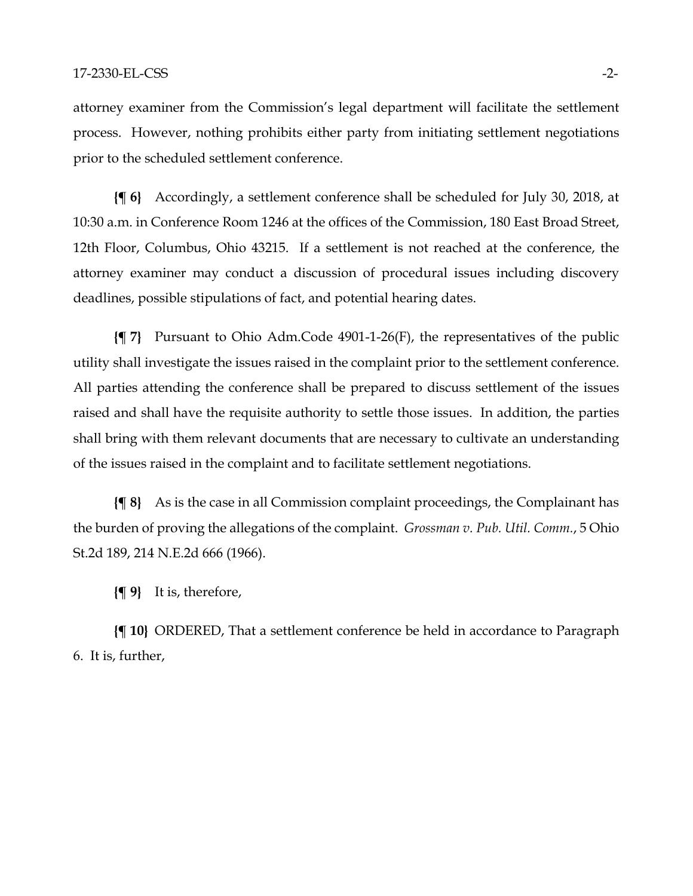attorney examiner from the Commission's legal department will facilitate the settlement process. However, nothing prohibits either party from initiating settlement negotiations prior to the scheduled settlement conference.

**{¶ 6}** Accordingly, a settlement conference shall be scheduled for July 30, 2018, at 10:30 a.m. in Conference Room 1246 at the offices of the Commission, 180 East Broad Street, 12th Floor, Columbus, Ohio 43215. If a settlement is not reached at the conference, the attorney examiner may conduct a discussion of procedural issues including discovery deadlines, possible stipulations of fact, and potential hearing dates.

**{¶ 7}** Pursuant to Ohio Adm.Code 4901-1-26(F), the representatives of the public utility shall investigate the issues raised in the complaint prior to the settlement conference. All parties attending the conference shall be prepared to discuss settlement of the issues raised and shall have the requisite authority to settle those issues. In addition, the parties shall bring with them relevant documents that are necessary to cultivate an understanding of the issues raised in the complaint and to facilitate settlement negotiations.

**{¶ 8}** As is the case in all Commission complaint proceedings, the Complainant has the burden of proving the allegations of the complaint. *Grossman v. Pub. Util. Comm.*, 5 Ohio St.2d 189, 214 N.E.2d 666 (1966).

**{¶ 9}** It is, therefore,

**{¶ 10}** ORDERED, That a settlement conference be held in accordance to Paragraph 6. It is, further,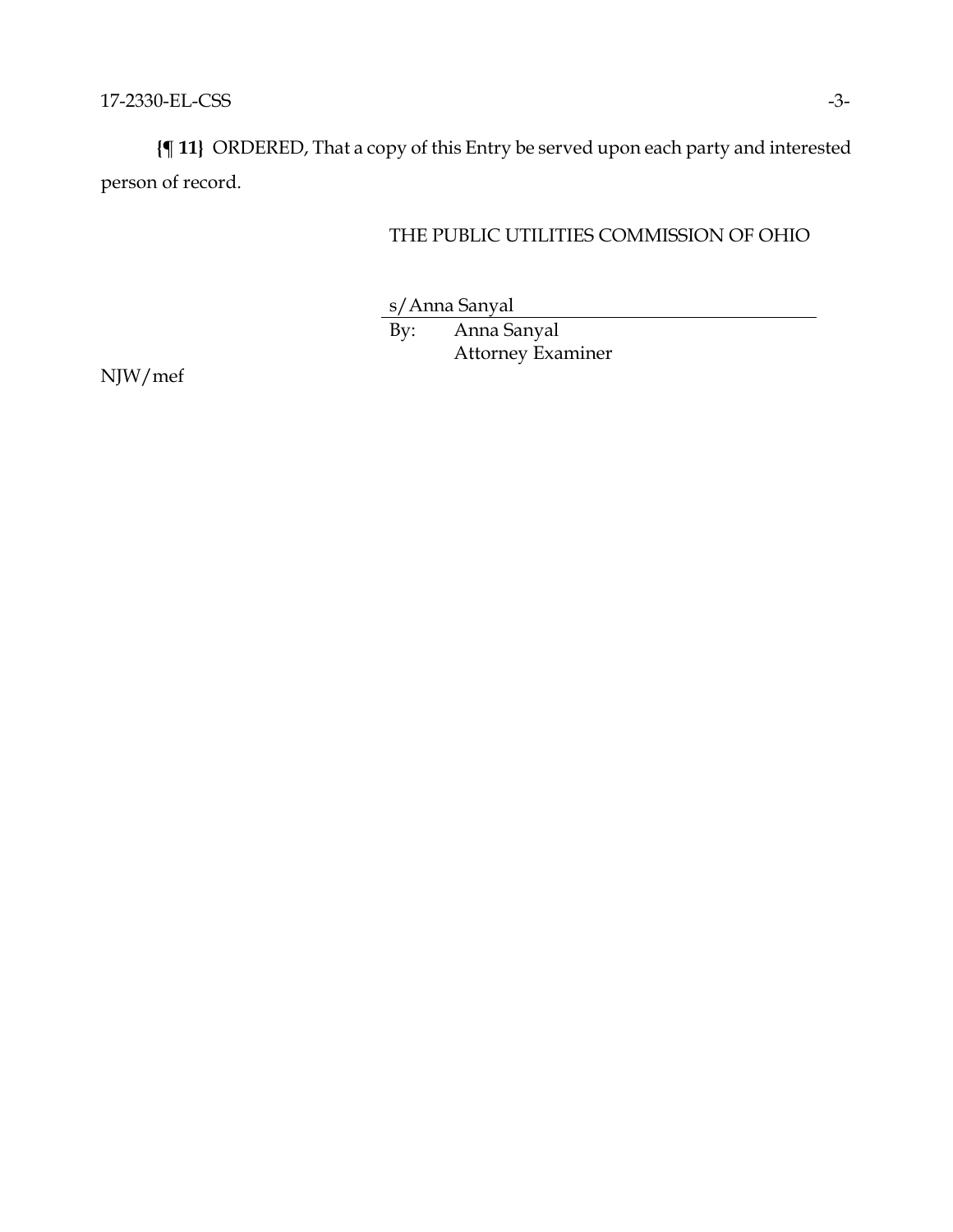**{¶ 11}** ORDERED, That a copy of this Entry be served upon each party and interested person of record.

THE PUBLIC UTILITIES COMMISSION OF OHIO

s/Anna Sanyal

By: Anna Sanyal
Attorney Examiner

NJW/mef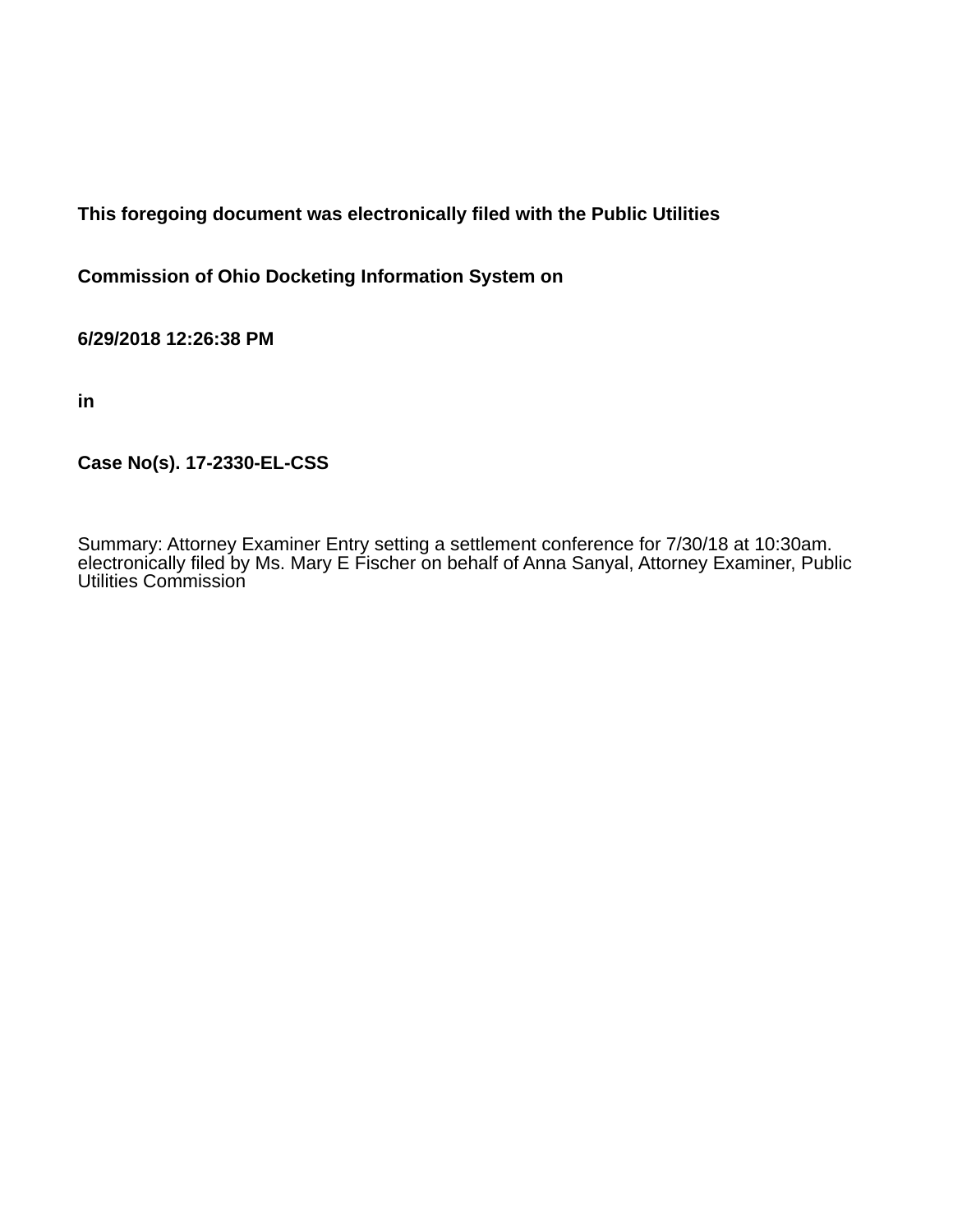**This foregoing document was electronically filed with the Public Utilities**

**Commission of Ohio Docketing Information System on**

**6/29/2018 12:26:38 PM**

**in**

**Case No(s). 17-2330-EL-CSS**

Summary: Attorney Examiner Entry setting a settlement conference for 7/30/18 at 10:30am. electronically filed by Ms. Mary E Fischer on behalf of Anna Sanyal, Attorney Examiner, Public Utilities Commission